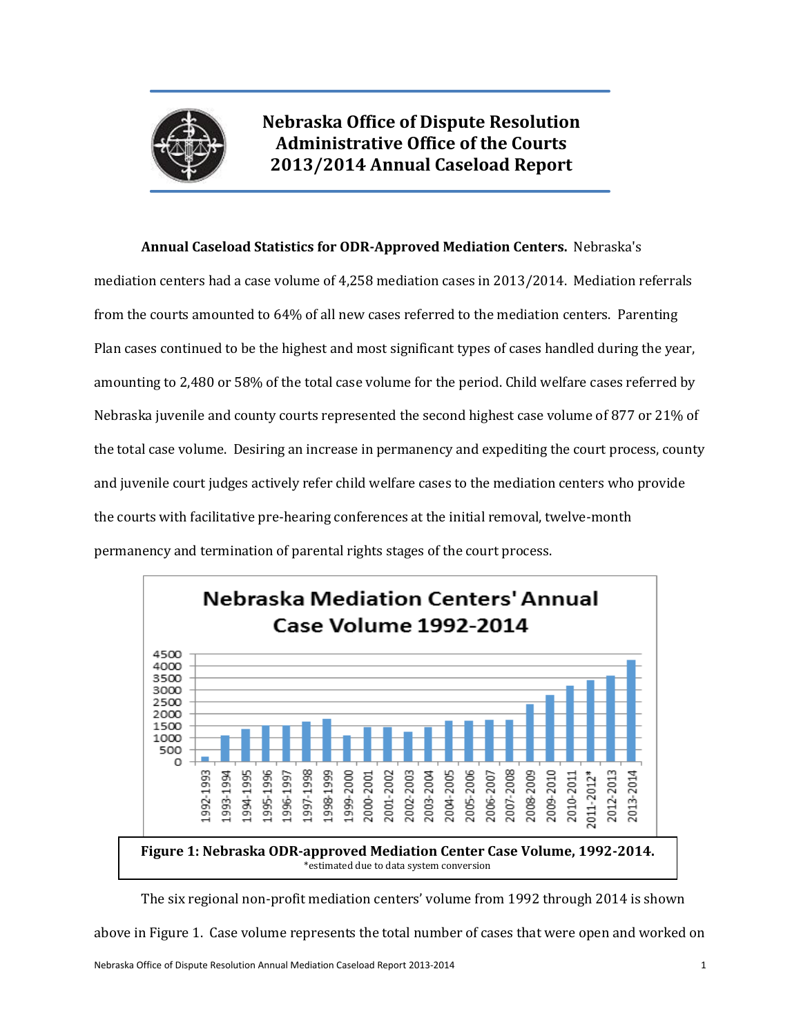# Nebraska Office of Dispute Resolution
# Administrative Office of the Courts
# 2013/2014 Annual Caseload Report

**Annual Caseload Statistics for ODR-Approved Mediation Centers.** Nebraska's mediation centers had a case volume of 4,258 mediation cases in 2013/2014. Mediation referrals from the courts amounted to 64% of all new cases referred to the mediation centers. Parenting Plan cases continued to be the highest and most significant types of cases handled during the year, amounting to 2,480 or 58% of the total case volume for the period. Child welfare cases referred by Nebraska juvenile and county courts represented the second highest case volume of 877 or 21% of the total case volume. Desiring an increase in permanency and expediting the court process, county and juvenile court judges actively refer child welfare cases to the mediation centers who provide the courts with facilitative pre-hearing conferences at the initial removal, twelve-month permanency and termination of parental rights stages of the court process.

**Figure 1: Nebraska ODR-approved Mediation Center Case Volume, 1992-2014.**
*estimated due to data system conversion

The six regional non-profit mediation centers' volume from 1992 through 2014 is shown above in Figure 1. Case volume represents the total number of cases that were open and worked on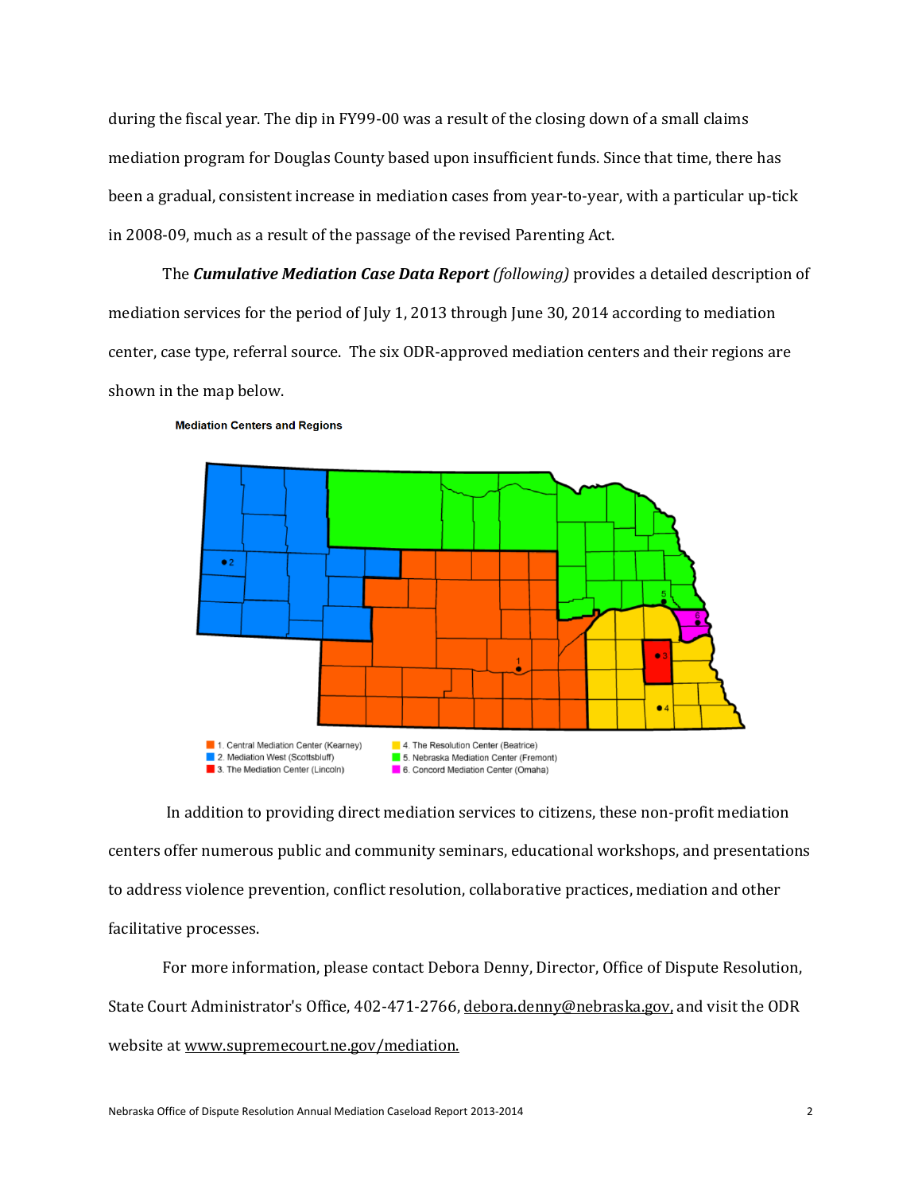during the fiscal year. The dip in FY99-00 was a result of the closing down of a small claims mediation program for Douglas County based upon insufficient funds. Since that time, there has been a gradual, consistent increase in mediation cases from year-to-year, with a particular up-tick in 2008-09, much as a result of the passage of the revised Parenting Act.

The ***Cumulative Mediation Case Data Report*** *(following)* provides a detailed description of mediation services for the period of July 1, 2013 through June 30, 2014 according to mediation center, case type, referral source. The six ODR-approved mediation centers and their regions are shown in the map below.

**Mediation Centers and Regions**

1. Central Mediation Center (Kearney)
2. Mediation West (Scottsbluff)
3. The Mediation Center (Lincoln)
4. The Resolution Center (Beatrice)
5. Nebraska Mediation Center (Fremont)
6. Concord Mediation Center (Omaha)

In addition to providing direct mediation services to citizens, these non-profit mediation centers offer numerous public and community seminars, educational workshops, and presentations to address violence prevention, conflict resolution, collaborative practices, mediation and other facilitative processes.

For more information, please contact Debora Denny, Director, Office of Dispute Resolution, State Court Administrator's Office, 402-471-2766, debora.denny@nebraska.gov, and visit the ODR website at www.supremecourt.ne.gov/mediation.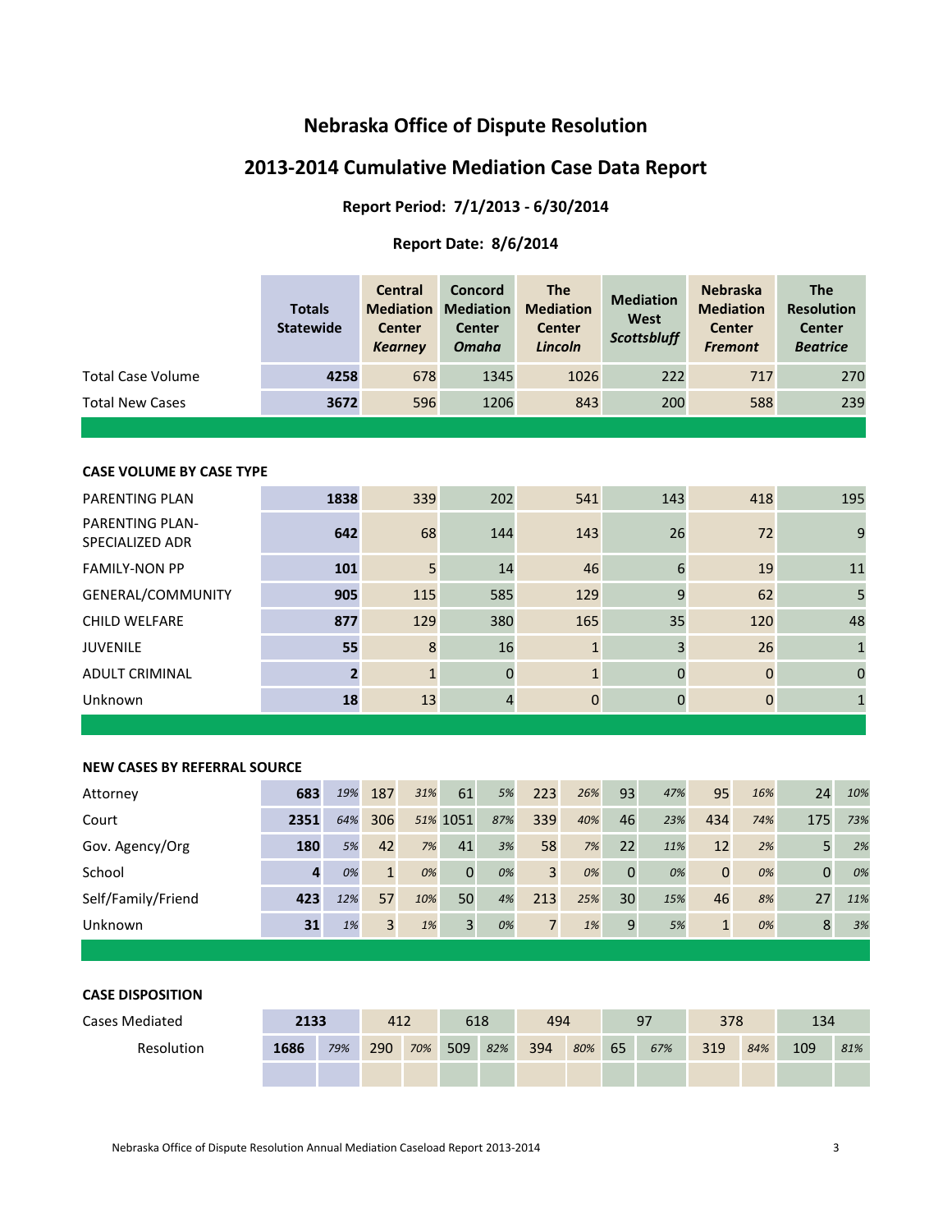# Nebraska Office of Dispute Resolution

## 2013-2014 Cumulative Mediation Case Data Report

### Report Period: 7/1/2013 - 6/30/2014

### Report Date: 8/6/2014

| | Totals Statewide | Central Mediation Center *Kearney* | Concord Mediation Center *Omaha* | The Mediation Center *Lincoln* | Mediation West *Scottsbluff* | Nebraska Mediation Center *Fremont* | The Resolution Center *Beatrice* |
|---|---|---|---|---|---|---|---|
| Total Case Volume | **4258** | 678 | 1345 | 1026 | 222 | 717 | 270 |
| Total New Cases | **3672** | 596 | 1206 | 843 | 200 | 588 | 239 |

**CASE VOLUME BY CASE TYPE**

| | Totals Statewide | Central Mediation Center *Kearney* | Concord Mediation Center *Omaha* | The Mediation Center *Lincoln* | Mediation West *Scottsbluff* | Nebraska Mediation Center *Fremont* | The Resolution Center *Beatrice* |
|---|---|---|---|---|---|---|---|
| PARENTING PLAN | **1838** | 339 | 202 | 541 | 143 | 418 | 195 |
| PARENTING PLAN-SPECIALIZED ADR | **642** | 68 | 144 | 143 | 26 | 72 | 9 |
| FAMILY-NON PP | **101** | 5 | 14 | 46 | 6 | 19 | 11 |
| GENERAL/COMMUNITY | **905** | 115 | 585 | 129 | 9 | 62 | 5 |
| CHILD WELFARE | **877** | 129 | 380 | 165 | 35 | 120 | 48 |
| JUVENILE | **55** | 8 | 16 | 1 | 3 | 26 | 1 |
| ADULT CRIMINAL | **2** | 1 | 0 | 1 | 0 | 0 | 0 |
| Unknown | **18** | 13 | 4 | 0 | 0 | 0 | 1 |

**NEW CASES BY REFERRAL SOURCE**

| | Totals Statewide | | Central Mediation Center *Kearney* | | Concord Mediation Center *Omaha* | | The Mediation Center *Lincoln* | | Mediation West *Scottsbluff* | | Nebraska Mediation Center *Fremont* | | The Resolution Center *Beatrice* | |
|---|---|---|---|---|---|---|---|---|---|---|---|---|---|---|
| Attorney | **683** | *19%* | 187 | *31%* | 61 | *5%* | 223 | *26%* | 93 | *47%* | 95 | *16%* | 24 | *10%* |
| Court | **2351** | *64%* | 306 | *51%* | 1051 | *87%* | 339 | *40%* | 46 | *23%* | 434 | *74%* | 175 | *73%* |
| Gov. Agency/Org | **180** | *5%* | 42 | *7%* | 41 | *3%* | 58 | *7%* | 22 | *11%* | 12 | *2%* | 5 | *2%* |
| School | **4** | *0%* | 1 | *0%* | 0 | *0%* | 3 | *0%* | 0 | *0%* | 0 | *0%* | 0 | *0%* |
| Self/Family/Friend | **423** | *12%* | 57 | *10%* | 50 | *4%* | 213 | *25%* | 30 | *15%* | 46 | *8%* | 27 | *11%* |
| Unknown | **31** | *1%* | 3 | *1%* | 3 | *0%* | 7 | *1%* | 9 | *5%* | 1 | *0%* | 8 | *3%* |

**CASE DISPOSITION**

| | Totals Statewide | | Central Mediation Center *Kearney* | | Concord Mediation Center *Omaha* | | The Mediation Center *Lincoln* | | Mediation West *Scottsbluff* | | Nebraska Mediation Center *Fremont* | | The Resolution Center *Beatrice* | |
|---|---|---|---|---|---|---|---|---|---|---|---|---|---|---|
| Cases Mediated | **2133** | | 412 | | 618 | | 494 | | 97 | | 378 | | 134 | |
| Resolution | **1686** | *79%* | 290 | *70%* | 509 | *82%* | 394 | *80%* | 65 | *67%* | 319 | *84%* | 109 | *81%* |